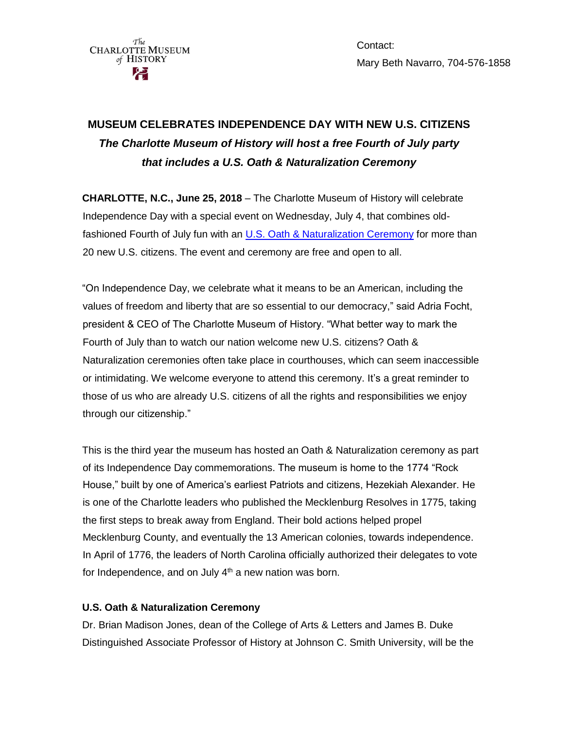The Charlotte Museum of History

Contact:
Mary Beth Navarro, 704-576-1858

# MUSEUM CELEBRATES INDEPENDENCE DAY WITH NEW U.S. CITIZENS

***The Charlotte Museum of History will host a free Fourth of July party that includes a U.S. Oath & Naturalization Ceremony***

**CHARLOTTE, N.C., June 25, 2018** – The Charlotte Museum of History will celebrate Independence Day with a special event on Wednesday, July 4, that combines old-fashioned Fourth of July fun with an U.S. Oath & Naturalization Ceremony for more than 20 new U.S. citizens. The event and ceremony are free and open to all.

"On Independence Day, we celebrate what it means to be an American, including the values of freedom and liberty that are so essential to our democracy," said Adria Focht, president & CEO of The Charlotte Museum of History. "What better way to mark the Fourth of July than to watch our nation welcome new U.S. citizens? Oath & Naturalization ceremonies often take place in courthouses, which can seem inaccessible or intimidating. We welcome everyone to attend this ceremony. It's a great reminder to those of us who are already U.S. citizens of all the rights and responsibilities we enjoy through our citizenship."

This is the third year the museum has hosted an Oath & Naturalization ceremony as part of its Independence Day commemorations. The museum is home to the 1774 "Rock House," built by one of America's earliest Patriots and citizens, Hezekiah Alexander. He is one of the Charlotte leaders who published the Mecklenburg Resolves in 1775, taking the first steps to break away from England. Their bold actions helped propel Mecklenburg County, and eventually the 13 American colonies, towards independence. In April of 1776, the leaders of North Carolina officially authorized their delegates to vote for Independence, and on July 4th a new nation was born.

### U.S. Oath & Naturalization Ceremony

Dr. Brian Madison Jones, dean of the College of Arts & Letters and James B. Duke Distinguished Associate Professor of History at Johnson C. Smith University, will be the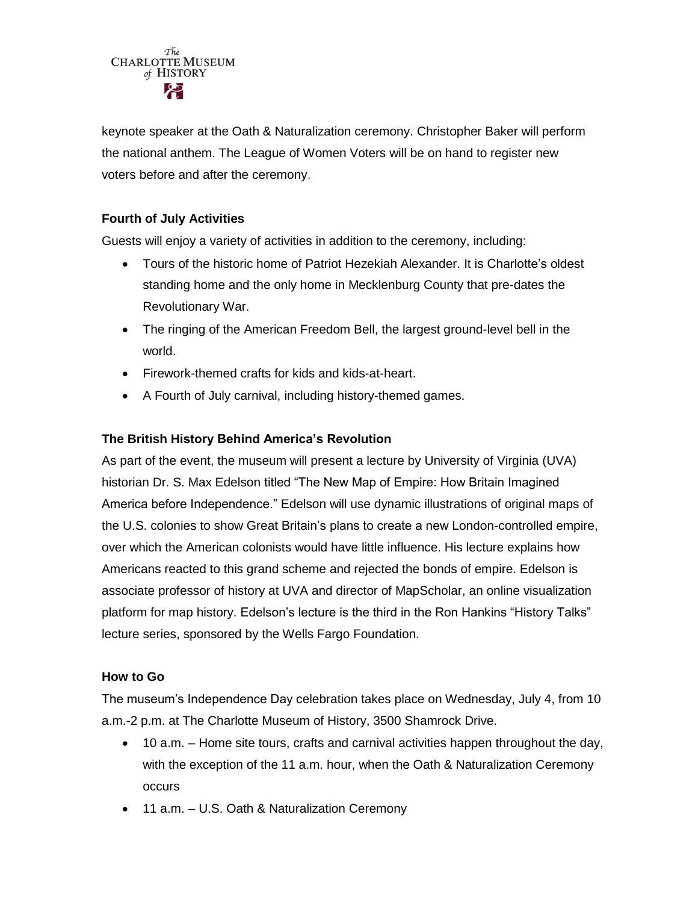keynote speaker at the Oath & Naturalization ceremony. Christopher Baker will perform the national anthem. The League of Women Voters will be on hand to register new voters before and after the ceremony.

**Fourth of July Activities**

Guests will enjoy a variety of activities in addition to the ceremony, including:

- Tours of the historic home of Patriot Hezekiah Alexander. It is Charlotte's oldest standing home and the only home in Mecklenburg County that pre-dates the Revolutionary War.
- The ringing of the American Freedom Bell, the largest ground-level bell in the world.
- Firework-themed crafts for kids and kids-at-heart.
- A Fourth of July carnival, including history-themed games.

**The British History Behind America's Revolution**

As part of the event, the museum will present a lecture by University of Virginia (UVA) historian Dr. S. Max Edelson titled "The New Map of Empire: How Britain Imagined America before Independence." Edelson will use dynamic illustrations of original maps of the U.S. colonies to show Great Britain's plans to create a new London-controlled empire, over which the American colonists would have little influence. His lecture explains how Americans reacted to this grand scheme and rejected the bonds of empire. Edelson is associate professor of history at UVA and director of MapScholar, an online visualization platform for map history. Edelson's lecture is the third in the Ron Hankins "History Talks" lecture series, sponsored by the Wells Fargo Foundation.

**How to Go**

The museum's Independence Day celebration takes place on Wednesday, July 4, from 10 a.m.-2 p.m. at The Charlotte Museum of History, 3500 Shamrock Drive.

- 10 a.m. – Home site tours, crafts and carnival activities happen throughout the day, with the exception of the 11 a.m. hour, when the Oath & Naturalization Ceremony occurs
- 11 a.m. – U.S. Oath & Naturalization Ceremony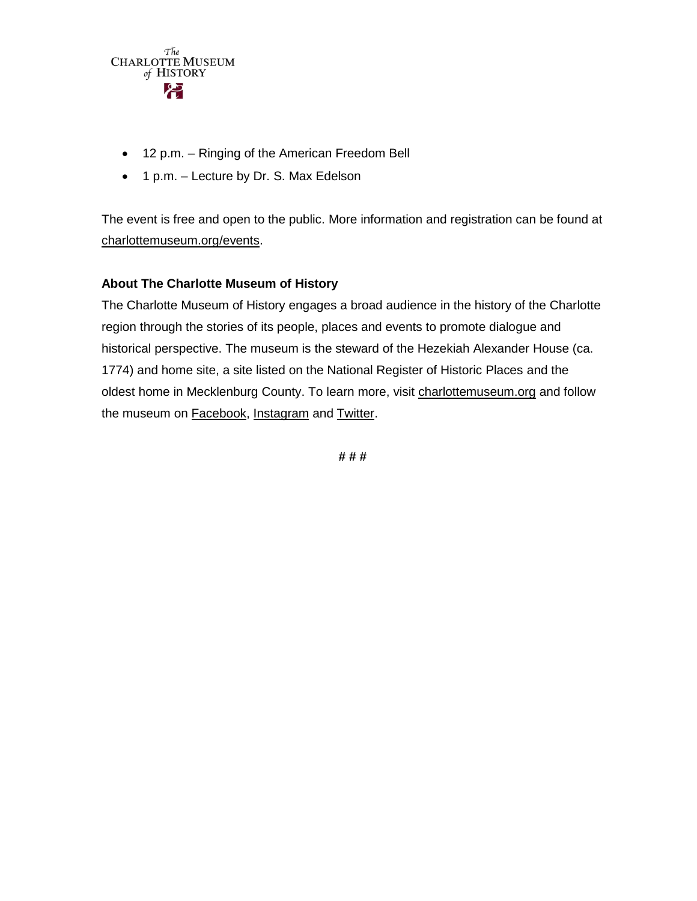- 12 p.m. – Ringing of the American Freedom Bell
- 1 p.m. – Lecture by Dr. S. Max Edelson

The event is free and open to the public. More information and registration can be found at charlottemuseum.org/events.

**About The Charlotte Museum of History**

The Charlotte Museum of History engages a broad audience in the history of the Charlotte region through the stories of its people, places and events to promote dialogue and historical perspective. The museum is the steward of the Hezekiah Alexander House (ca. 1774) and home site, a site listed on the National Register of Historic Places and the oldest home in Mecklenburg County. To learn more, visit charlottemuseum.org and follow the museum on Facebook, Instagram and Twitter.

# # #